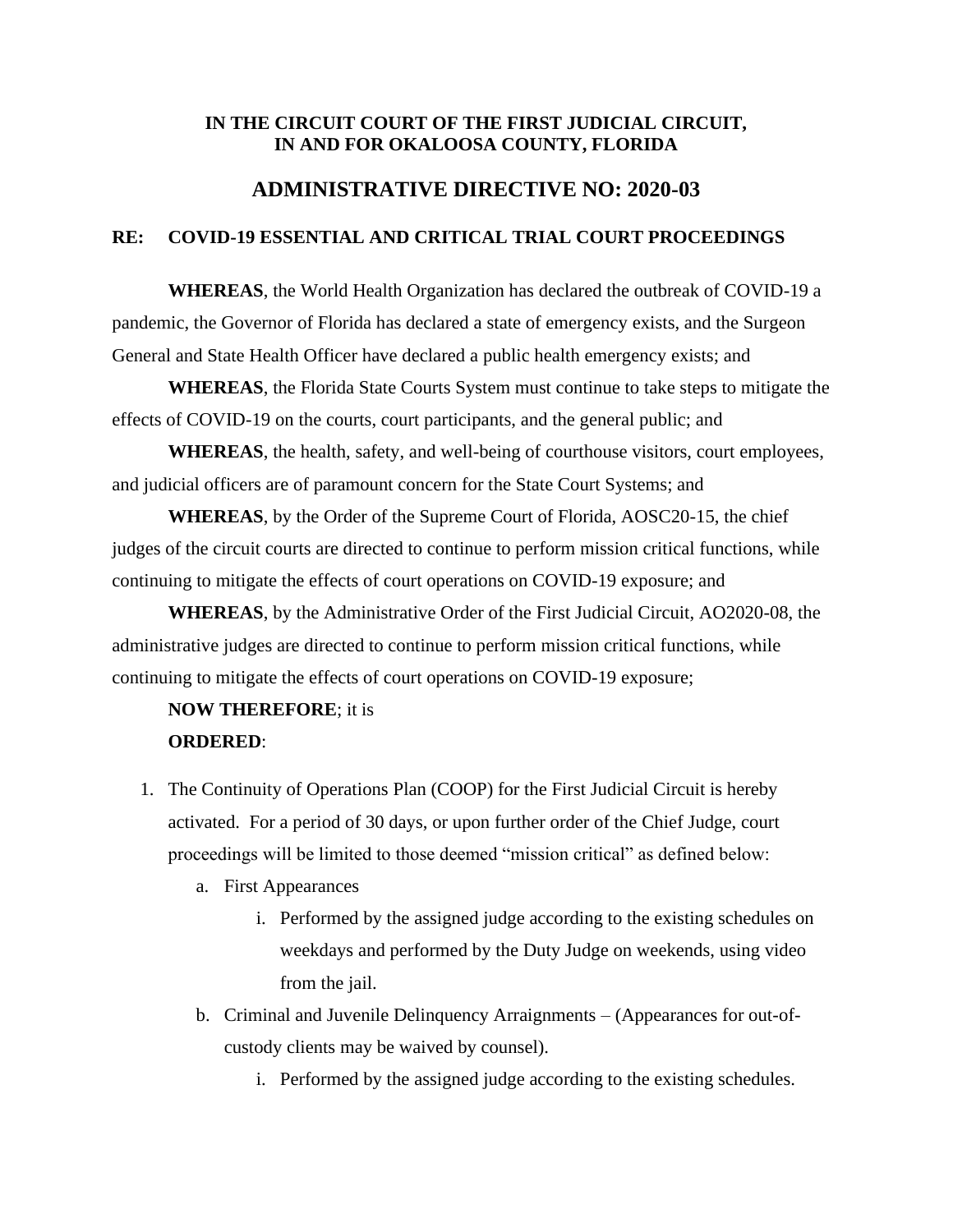**IN THE CIRCUIT COURT OF THE FIRST JUDICIAL CIRCUIT,**
**IN AND FOR OKALOOSA COUNTY, FLORIDA**

# ADMINISTRATIVE DIRECTIVE NO: 2020-03

**RE: COVID-19 ESSENTIAL AND CRITICAL TRIAL COURT PROCEEDINGS**

**WHEREAS**, the World Health Organization has declared the outbreak of COVID-19 a pandemic, the Governor of Florida has declared a state of emergency exists, and the Surgeon General and State Health Officer have declared a public health emergency exists; and

**WHEREAS**, the Florida State Courts System must continue to take steps to mitigate the effects of COVID-19 on the courts, court participants, and the general public; and

**WHEREAS**, the health, safety, and well-being of courthouse visitors, court employees, and judicial officers are of paramount concern for the State Court Systems; and

**WHEREAS**, by the Order of the Supreme Court of Florida, AOSC20-15, the chief judges of the circuit courts are directed to continue to perform mission critical functions, while continuing to mitigate the effects of court operations on COVID-19 exposure; and

**WHEREAS**, by the Administrative Order of the First Judicial Circuit, AO2020-08, the administrative judges are directed to continue to perform mission critical functions, while continuing to mitigate the effects of court operations on COVID-19 exposure;

**NOW THEREFORE**; it is

**ORDERED**:

1. The Continuity of Operations Plan (COOP) for the First Judicial Circuit is hereby activated. For a period of 30 days, or upon further order of the Chief Judge, court proceedings will be limited to those deemed "mission critical" as defined below:
    a. First Appearances
        i. Performed by the assigned judge according to the existing schedules on weekdays and performed by the Duty Judge on weekends, using video from the jail.
    b. Criminal and Juvenile Delinquency Arraignments – (Appearances for out-of-custody clients may be waived by counsel).
        i. Performed by the assigned judge according to the existing schedules.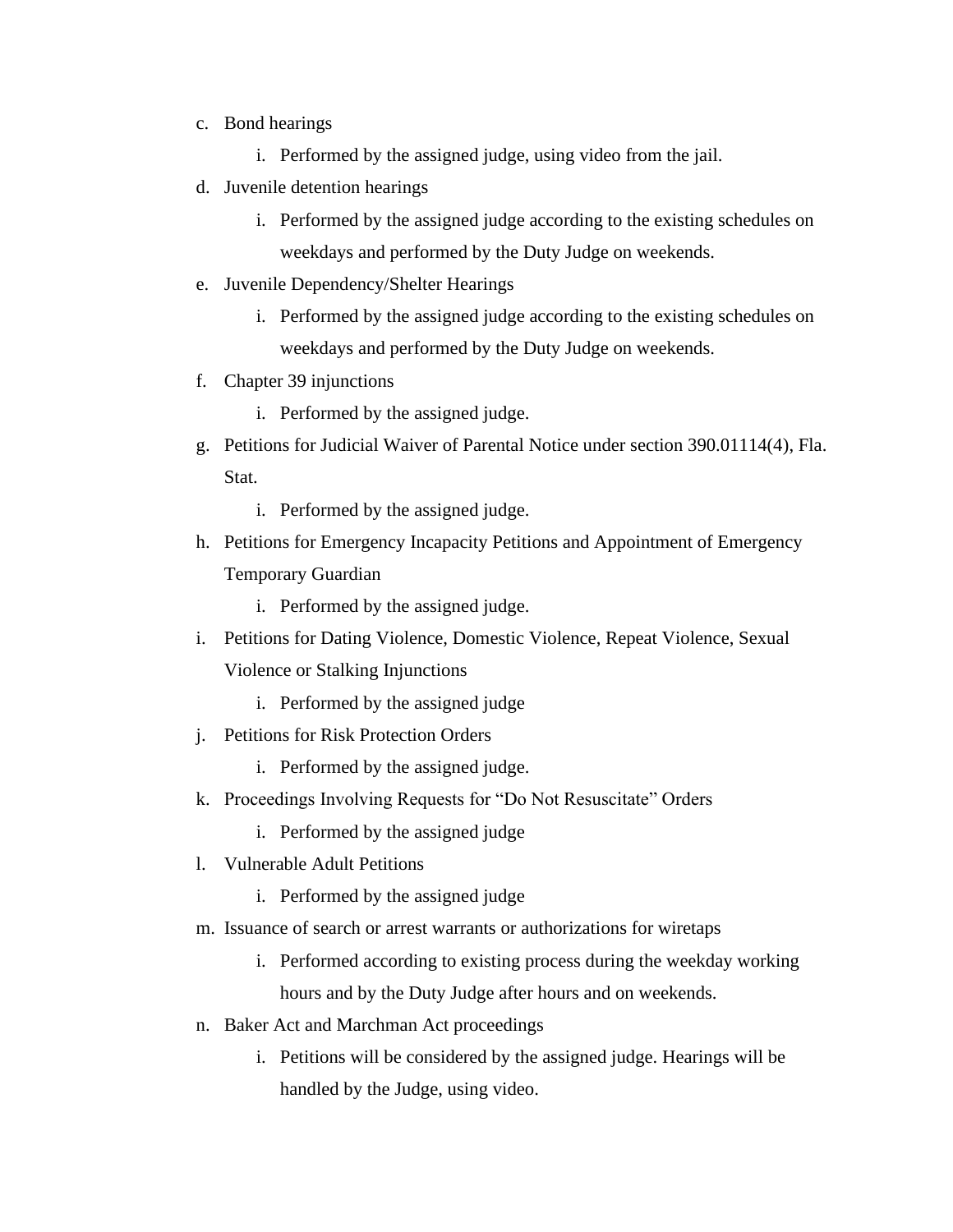c. Bond hearings

    i. Performed by the assigned judge, using video from the jail.

d. Juvenile detention hearings

    i. Performed by the assigned judge according to the existing schedules on weekdays and performed by the Duty Judge on weekends.

e. Juvenile Dependency/Shelter Hearings

    i. Performed by the assigned judge according to the existing schedules on weekdays and performed by the Duty Judge on weekends.

f. Chapter 39 injunctions

    i. Performed by the assigned judge.

g. Petitions for Judicial Waiver of Parental Notice under section 390.01114(4), Fla. Stat.

    i. Performed by the assigned judge.

h. Petitions for Emergency Incapacity Petitions and Appointment of Emergency Temporary Guardian

    i. Performed by the assigned judge.

i. Petitions for Dating Violence, Domestic Violence, Repeat Violence, Sexual Violence or Stalking Injunctions

    i. Performed by the assigned judge

j. Petitions for Risk Protection Orders

    i. Performed by the assigned judge.

k. Proceedings Involving Requests for "Do Not Resuscitate" Orders

    i. Performed by the assigned judge

l. Vulnerable Adult Petitions

    i. Performed by the assigned judge

m. Issuance of search or arrest warrants or authorizations for wiretaps

    i. Performed according to existing process during the weekday working hours and by the Duty Judge after hours and on weekends.

n. Baker Act and Marchman Act proceedings

    i. Petitions will be considered by the assigned judge. Hearings will be handled by the Judge, using video.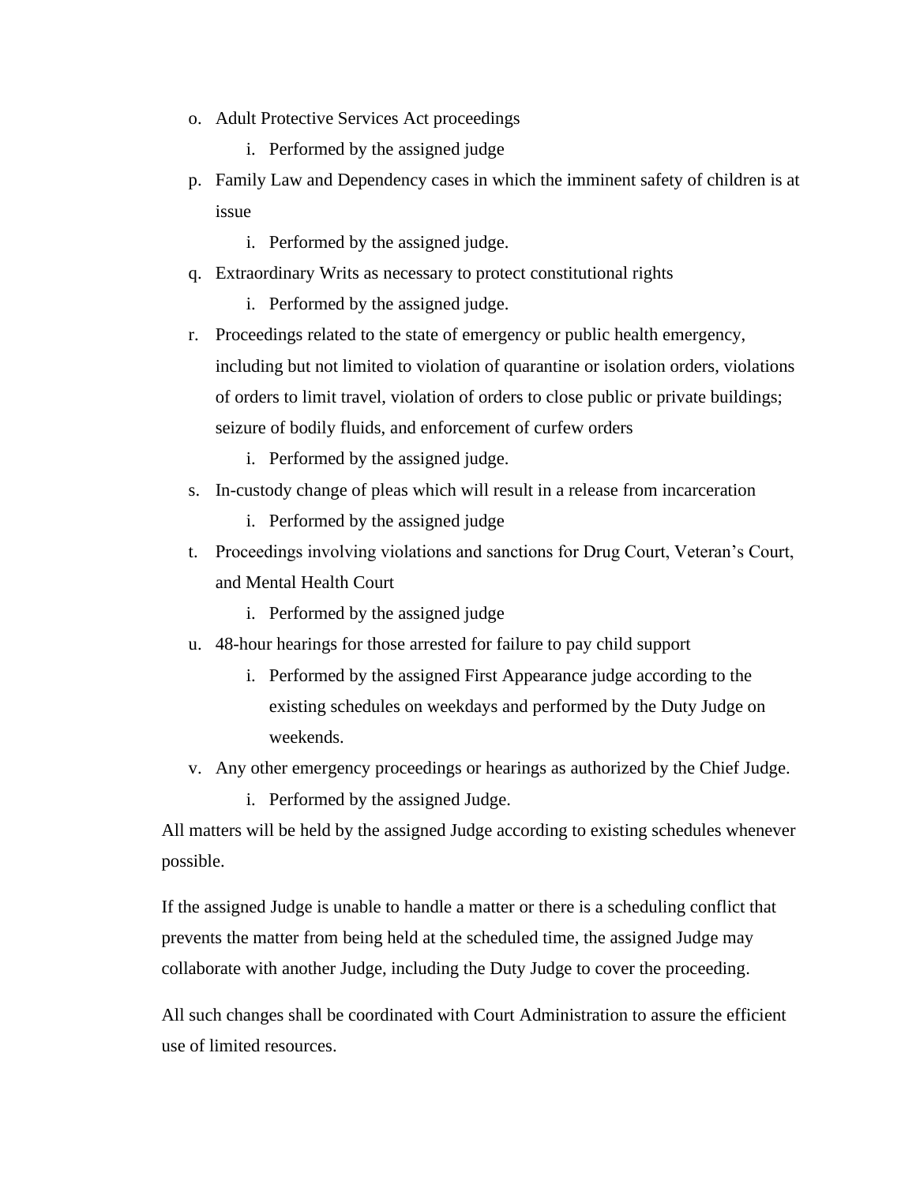o. Adult Protective Services Act proceedings
    i. Performed by the assigned judge
p. Family Law and Dependency cases in which the imminent safety of children is at issue
    i. Performed by the assigned judge.
q. Extraordinary Writs as necessary to protect constitutional rights
    i. Performed by the assigned judge.
r. Proceedings related to the state of emergency or public health emergency, including but not limited to violation of quarantine or isolation orders, violations of orders to limit travel, violation of orders to close public or private buildings; seizure of bodily fluids, and enforcement of curfew orders
    i. Performed by the assigned judge.
s. In-custody change of pleas which will result in a release from incarceration
    i. Performed by the assigned judge
t. Proceedings involving violations and sanctions for Drug Court, Veteran's Court, and Mental Health Court
    i. Performed by the assigned judge
u. 48-hour hearings for those arrested for failure to pay child support
    i. Performed by the assigned First Appearance judge according to the existing schedules on weekdays and performed by the Duty Judge on weekends.
v. Any other emergency proceedings or hearings as authorized by the Chief Judge.
    i. Performed by the assigned Judge.

All matters will be held by the assigned Judge according to existing schedules whenever possible.

If the assigned Judge is unable to handle a matter or there is a scheduling conflict that prevents the matter from being held at the scheduled time, the assigned Judge may collaborate with another Judge, including the Duty Judge to cover the proceeding.

All such changes shall be coordinated with Court Administration to assure the efficient use of limited resources.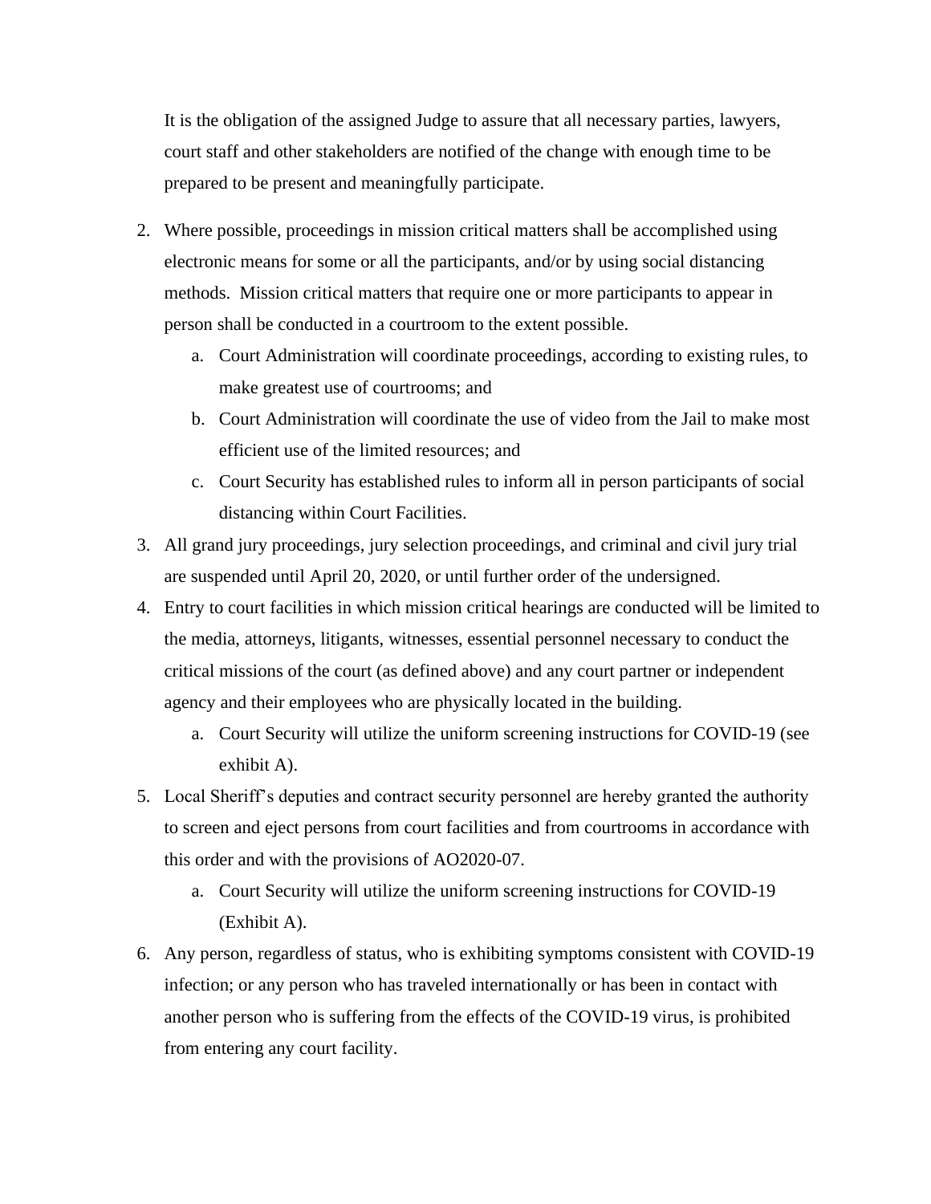It is the obligation of the assigned Judge to assure that all necessary parties, lawyers, court staff and other stakeholders are notified of the change with enough time to be prepared to be present and meaningfully participate.

2. Where possible, proceedings in mission critical matters shall be accomplished using electronic means for some or all the participants, and/or by using social distancing methods. Mission critical matters that require one or more participants to appear in person shall be conducted in a courtroom to the extent possible.
   a. Court Administration will coordinate proceedings, according to existing rules, to make greatest use of courtrooms; and
   b. Court Administration will coordinate the use of video from the Jail to make most efficient use of the limited resources; and
   c. Court Security has established rules to inform all in person participants of social distancing within Court Facilities.
3. All grand jury proceedings, jury selection proceedings, and criminal and civil jury trial are suspended until April 20, 2020, or until further order of the undersigned.
4. Entry to court facilities in which mission critical hearings are conducted will be limited to the media, attorneys, litigants, witnesses, essential personnel necessary to conduct the critical missions of the court (as defined above) and any court partner or independent agency and their employees who are physically located in the building.
   a. Court Security will utilize the uniform screening instructions for COVID-19 (see exhibit A).
5. Local Sheriff's deputies and contract security personnel are hereby granted the authority to screen and eject persons from court facilities and from courtrooms in accordance with this order and with the provisions of AO2020-07.
   a. Court Security will utilize the uniform screening instructions for COVID-19 (Exhibit A).
6. Any person, regardless of status, who is exhibiting symptoms consistent with COVID-19 infection; or any person who has traveled internationally or has been in contact with another person who is suffering from the effects of the COVID-19 virus, is prohibited from entering any court facility.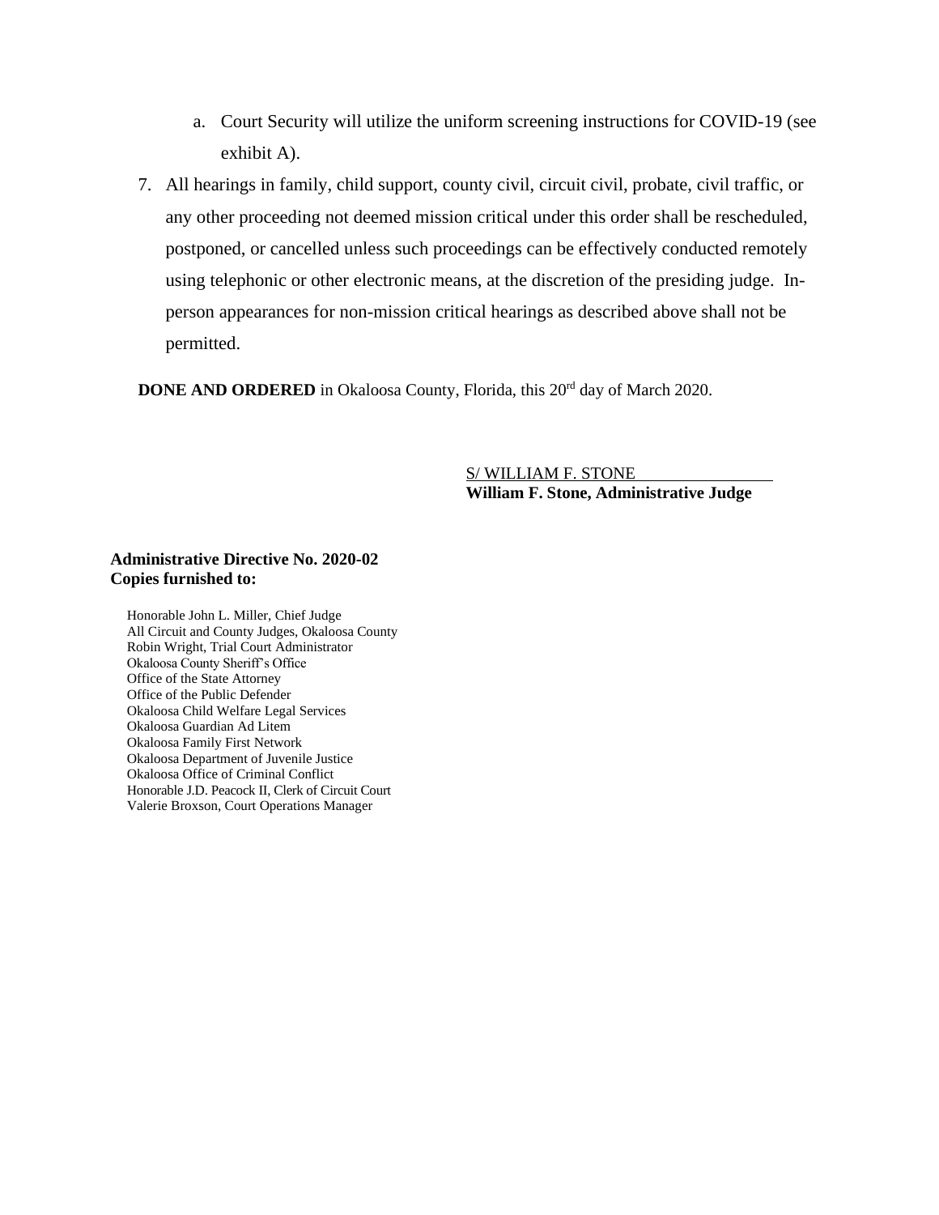a. Court Security will utilize the uniform screening instructions for COVID-19 (see exhibit A).

7. All hearings in family, child support, county civil, circuit civil, probate, civil traffic, or any other proceeding not deemed mission critical under this order shall be rescheduled, postponed, or cancelled unless such proceedings can be effectively conducted remotely using telephonic or other electronic means, at the discretion of the presiding judge. In-person appearances for non-mission critical hearings as described above shall not be permitted.

**DONE AND ORDERED** in Okaloosa County, Florida, this 20rd day of March 2020.

S/ WILLIAM F. STONE
**William F. Stone, Administrative Judge**

**Administrative Directive No. 2020-02**
**Copies furnished to:**

Honorable John L. Miller, Chief Judge
All Circuit and County Judges, Okaloosa County
Robin Wright, Trial Court Administrator
Okaloosa County Sheriff's Office
Office of the State Attorney
Office of the Public Defender
Okaloosa Child Welfare Legal Services
Okaloosa Guardian Ad Litem
Okaloosa Family First Network
Okaloosa Department of Juvenile Justice
Okaloosa Office of Criminal Conflict
Honorable J.D. Peacock II, Clerk of Circuit Court
Valerie Broxson, Court Operations Manager